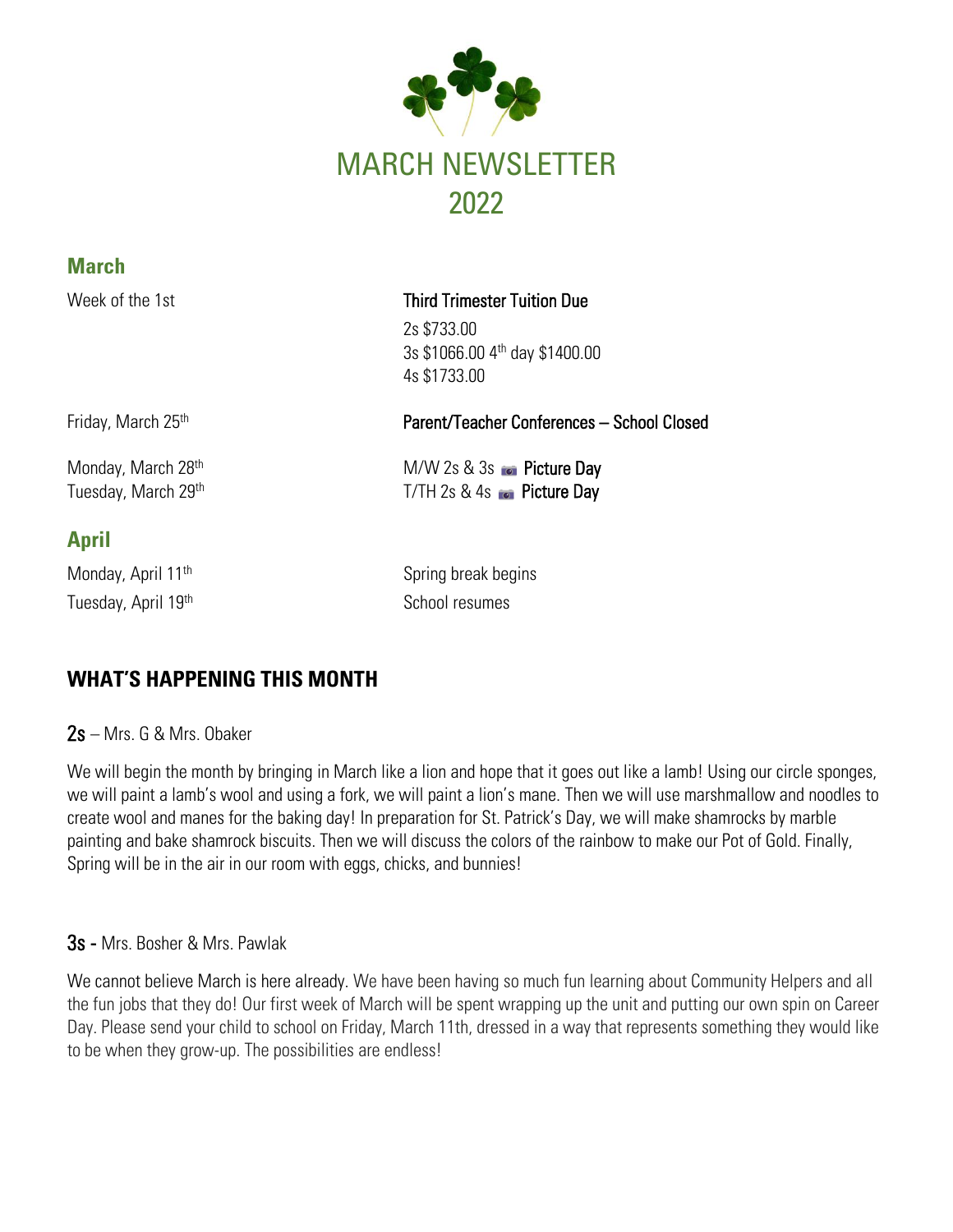# MARCH NEWSLETTER 2022

## March

| | |
|---|---|
| Week of the 1st | Third Trimester Tuition Due<br>2s $733.00<br>3s $1066.00 4th day $1400.00<br>4s $1733.00 |
| Friday, March 25th | Parent/Teacher Conferences – School Closed |
| Monday, March 28th<br>Tuesday, March 29th | M/W 2s & 3s 📷 Picture Day<br>T/TH 2s & 4s 📷 Picture Day |

## April

| | |
|---|---|
| Monday, April 11th | Spring break begins |
| Tuesday, April 19th | School resumes |

## WHAT'S HAPPENING THIS MONTH

### 2s – Mrs. G & Mrs. Obaker

We will begin the month by bringing in March like a lion and hope that it goes out like a lamb! Using our circle sponges, we will paint a lamb's wool and using a fork, we will paint a lion's mane. Then we will use marshmallow and noodles to create wool and manes for the baking day! In preparation for St. Patrick's Day, we will make shamrocks by marble painting and bake shamrock biscuits. Then we will discuss the colors of the rainbow to make our Pot of Gold. Finally, Spring will be in the air in our room with eggs, chicks, and bunnies!

### 3s - Mrs. Bosher & Mrs. Pawlak

We cannot believe March is here already. We have been having so much fun learning about Community Helpers and all the fun jobs that they do! Our first week of March will be spent wrapping up the unit and putting our own spin on Career Day. Please send your child to school on Friday, March 11th, dressed in a way that represents something they would like to be when they grow-up. The possibilities are endless!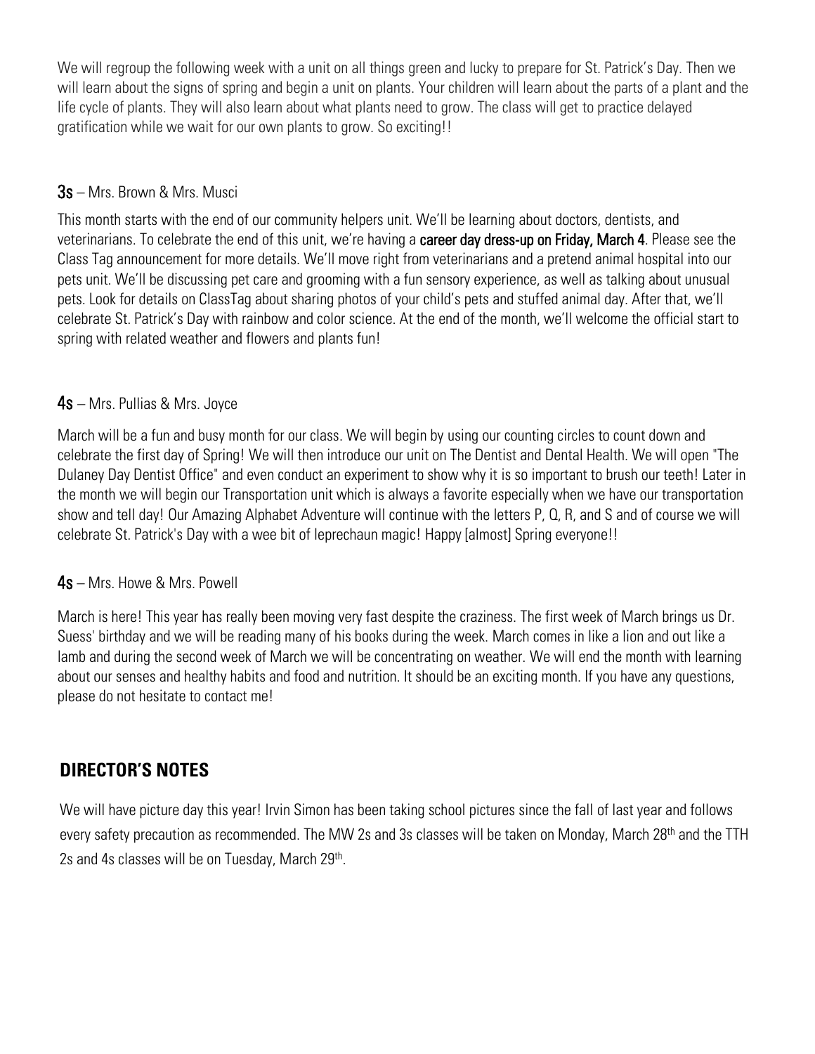We will regroup the following week with a unit on all things green and lucky to prepare for St. Patrick's Day. Then we will learn about the signs of spring and begin a unit on plants. Your children will learn about the parts of a plant and the life cycle of plants. They will also learn about what plants need to grow. The class will get to practice delayed gratification while we wait for our own plants to grow. So exciting!!

### 3s – Mrs. Brown & Mrs. Musci

This month starts with the end of our community helpers unit. We'll be learning about doctors, dentists, and veterinarians. To celebrate the end of this unit, we're having a **career day dress-up on Friday, March 4**. Please see the Class Tag announcement for more details. We'll move right from veterinarians and a pretend animal hospital into our pets unit. We'll be discussing pet care and grooming with a fun sensory experience, as well as talking about unusual pets. Look for details on ClassTag about sharing photos of your child's pets and stuffed animal day. After that, we'll celebrate St. Patrick's Day with rainbow and color science. At the end of the month, we'll welcome the official start to spring with related weather and flowers and plants fun!

### 4s – Mrs. Pullias & Mrs. Joyce

March will be a fun and busy month for our class. We will begin by using our counting circles to count down and celebrate the first day of Spring! We will then introduce our unit on The Dentist and Dental Health. We will open "The Dulaney Day Dentist Office" and even conduct an experiment to show why it is so important to brush our teeth! Later in the month we will begin our Transportation unit which is always a favorite especially when we have our transportation show and tell day! Our Amazing Alphabet Adventure will continue with the letters P, Q, R, and S and of course we will celebrate St. Patrick's Day with a wee bit of leprechaun magic! Happy [almost] Spring everyone!!

### 4s – Mrs. Howe & Mrs. Powell

March is here! This year has really been moving very fast despite the craziness. The first week of March brings us Dr. Suess' birthday and we will be reading many of his books during the week. March comes in like a lion and out like a lamb and during the second week of March we will be concentrating on weather. We will end the month with learning about our senses and healthy habits and food and nutrition. It should be an exciting month. If you have any questions, please do not hesitate to contact me!

## DIRECTOR'S NOTES

We will have picture day this year! Irvin Simon has been taking school pictures since the fall of last year and follows every safety precaution as recommended. The MW 2s and 3s classes will be taken on Monday, March 28th and the TTH 2s and 4s classes will be on Tuesday, March 29th.